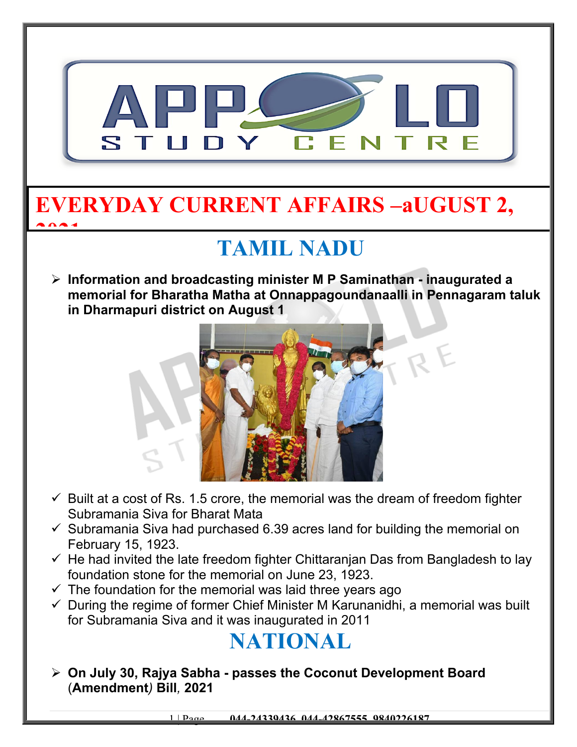# EVERYDAY CURRENT AFFAIRS –aUGUST 2, 2021

## TAMIL NADU

- **Information and broadcasting minister M P Saminathan - inaugurated a memorial for Bharatha Matha at Onnappagoundanaalli in Pennagaram taluk in Dharmapuri district on August 1**

  - ✓ Built at a cost of Rs. 1.5 crore, the memorial was the dream of freedom fighter Subramania Siva for Bharat Mata
  - ✓ Subramania Siva had purchased 6.39 acres land for building the memorial on February 15, 1923.
  - ✓ He had invited the late freedom fighter Chittaranjan Das from Bangladesh to lay foundation stone for the memorial on June 23, 1923.
  - ✓ The foundation for the memorial was laid three years ago
  - ✓ During the regime of former Chief Minister M Karunanidhi, a memorial was built for Subramania Siva and it was inaugurated in 2011

## NATIONAL

- **On July 30, Rajya Sabha - passes the Coconut Development Board (Amendment) Bill, 2021**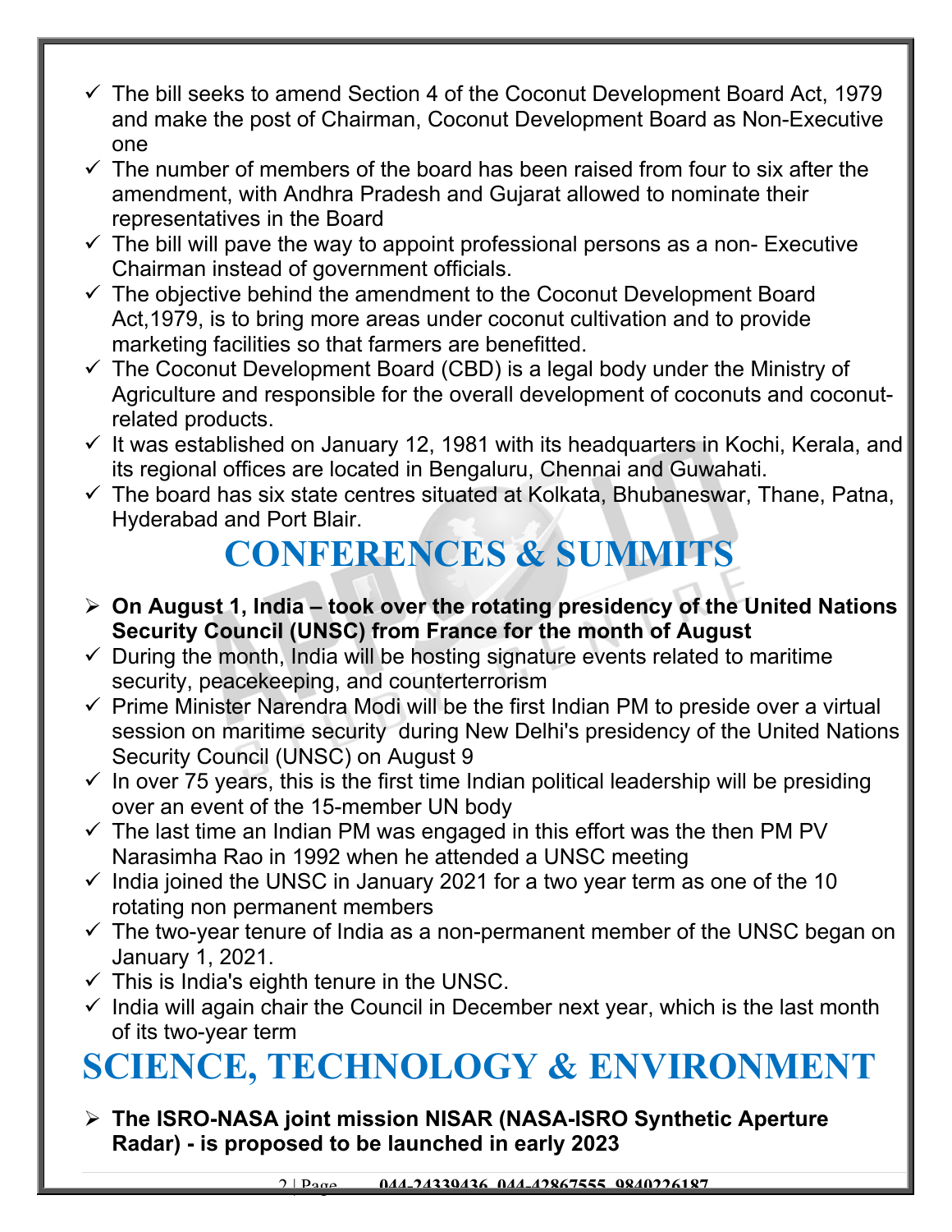- ✓ The bill seeks to amend Section 4 of the Coconut Development Board Act, 1979 and make the post of Chairman, Coconut Development Board as Non-Executive one
- ✓ The number of members of the board has been raised from four to six after the amendment, with Andhra Pradesh and Gujarat allowed to nominate their representatives in the Board
- ✓ The bill will pave the way to appoint professional persons as a non- Executive Chairman instead of government officials.
- ✓ The objective behind the amendment to the Coconut Development Board Act,1979, is to bring more areas under coconut cultivation and to provide marketing facilities so that farmers are benefitted.
- ✓ The Coconut Development Board (CBD) is a legal body under the Ministry of Agriculture and responsible for the overall development of coconuts and coconut-related products.
- ✓ It was established on January 12, 1981 with its headquarters in Kochi, Kerala, and its regional offices are located in Bengaluru, Chennai and Guwahati.
- ✓ The board has six state centres situated at Kolkata, Bhubaneswar, Thane, Patna, Hyderabad and Port Blair.

# CONFERENCES & SUMMITS

- ➢ **On August 1, India – took over the rotating presidency of the United Nations Security Council (UNSC) from France for the month of August**
- ✓ During the month, India will be hosting signature events related to maritime security, peacekeeping, and counterterrorism
- ✓ Prime Minister Narendra Modi will be the first Indian PM to preside over a virtual session on maritime security during New Delhi's presidency of the United Nations Security Council (UNSC) on August 9
- ✓ In over 75 years, this is the first time Indian political leadership will be presiding over an event of the 15-member UN body
- ✓ The last time an Indian PM was engaged in this effort was the then PM PV Narasimha Rao in 1992 when he attended a UNSC meeting
- ✓ India joined the UNSC in January 2021 for a two year term as one of the 10 rotating non permanent members
- ✓ The two-year tenure of India as a non-permanent member of the UNSC began on January 1, 2021.
- ✓ This is India's eighth tenure in the UNSC.
- ✓ India will again chair the Council in December next year, which is the last month of its two-year term

# SCIENCE, TECHNOLOGY & ENVIRONMENT

- ➢ **The ISRO-NASA joint mission NISAR (NASA-ISRO Synthetic Aperture Radar) - is proposed to be launched in early 2023**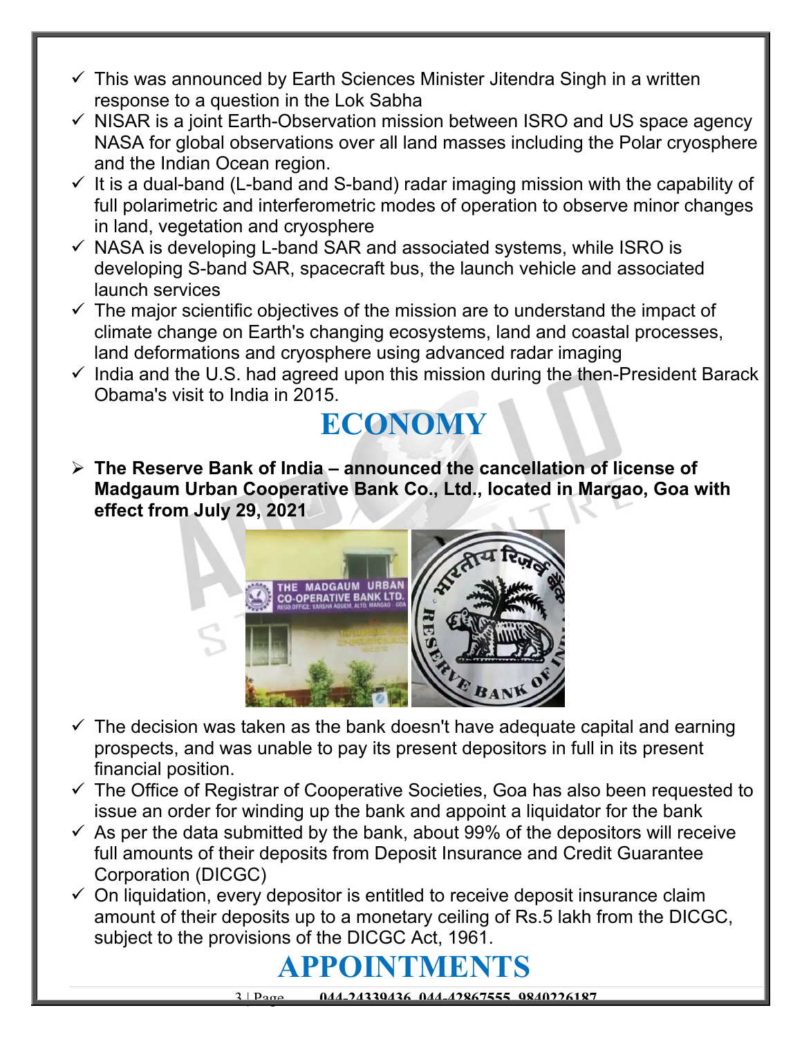- ✓ This was announced by Earth Sciences Minister Jitendra Singh in a written response to a question in the Lok Sabha
- ✓ NISAR is a joint Earth-Observation mission between ISRO and US space agency NASA for global observations over all land masses including the Polar cryosphere and the Indian Ocean region.
- ✓ It is a dual-band (L-band and S-band) radar imaging mission with the capability of full polarimetric and interferometric modes of operation to observe minor changes in land, vegetation and cryosphere
- ✓ NASA is developing L-band SAR and associated systems, while ISRO is developing S-band SAR, spacecraft bus, the launch vehicle and associated launch services
- ✓ The major scientific objectives of the mission are to understand the impact of climate change on Earth's changing ecosystems, land and coastal processes, land deformations and cryosphere using advanced radar imaging
- ✓ India and the U.S. had agreed upon this mission during the then-President Barack Obama's visit to India in 2015.

# ECONOMY

- **The Reserve Bank of India – announced the cancellation of license of Madgaum Urban Cooperative Bank Co., Ltd., located in Margao, Goa with effect from July 29, 2021**

- ✓ The decision was taken as the bank doesn't have adequate capital and earning prospects, and was unable to pay its present depositors in full in its present financial position.
- ✓ The Office of Registrar of Cooperative Societies, Goa has also been requested to issue an order for winding up the bank and appoint a liquidator for the bank
- ✓ As per the data submitted by the bank, about 99% of the depositors will receive full amounts of their deposits from Deposit Insurance and Credit Guarantee Corporation (DICGC)
- ✓ On liquidation, every depositor is entitled to receive deposit insurance claim amount of their deposits up to a monetary ceiling of Rs.5 lakh from the DICGC, subject to the provisions of the DICGC Act, 1961.

# APPOINTMENTS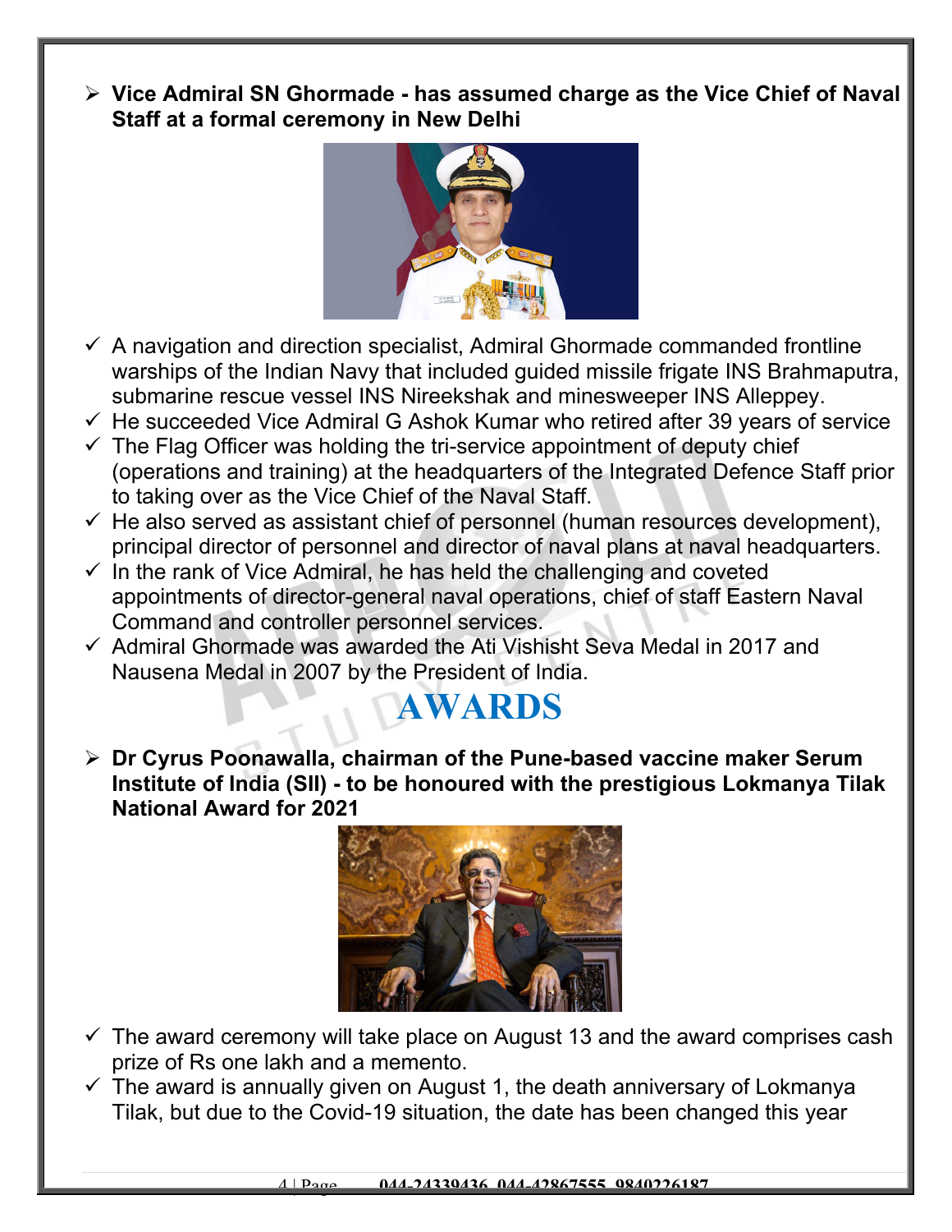- **Vice Admiral SN Ghormade - has assumed charge as the Vice Chief of Naval Staff at a formal ceremony in New Delhi**

  - A navigation and direction specialist, Admiral Ghormade commanded frontline warships of the Indian Navy that included guided missile frigate INS Brahmaputra, submarine rescue vessel INS Nireekshak and minesweeper INS Alleppey.
  - He succeeded Vice Admiral G Ashok Kumar who retired after 39 years of service
  - The Flag Officer was holding the tri-service appointment of deputy chief (operations and training) at the headquarters of the Integrated Defence Staff prior to taking over as the Vice Chief of the Naval Staff.
  - He also served as assistant chief of personnel (human resources development), principal director of personnel and director of naval plans at naval headquarters.
  - In the rank of Vice Admiral, he has held the challenging and coveted appointments of director-general naval operations, chief of staff Eastern Naval Command and controller personnel services.
  - Admiral Ghormade was awarded the Ati Vishisht Seva Medal in 2017 and Nausena Medal in 2007 by the President of India.

# AWARDS

- **Dr Cyrus Poonawalla, chairman of the Pune-based vaccine maker Serum Institute of India (SII) - to be honoured with the prestigious Lokmanya Tilak National Award for 2021**

  - The award ceremony will take place on August 13 and the award comprises cash prize of Rs one lakh and a memento.
  - The award is annually given on August 1, the death anniversary of Lokmanya Tilak, but due to the Covid-19 situation, the date has been changed this year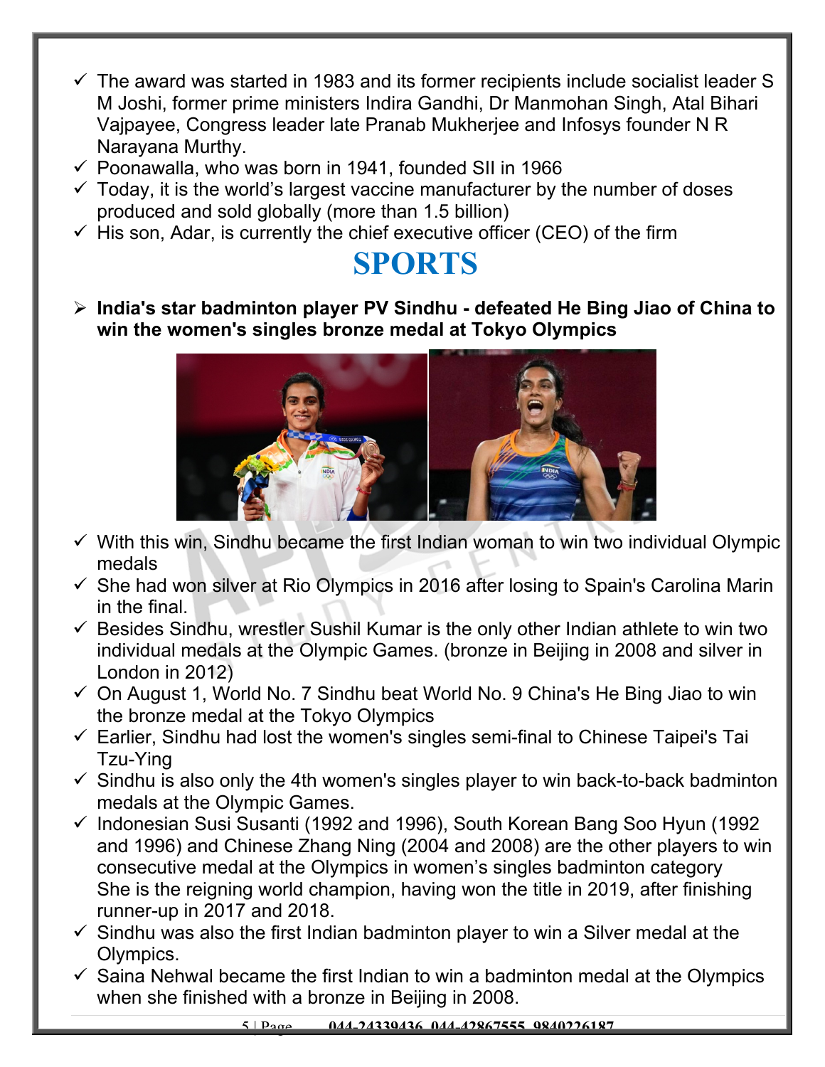- ✓ The award was started in 1983 and its former recipients include socialist leader S M Joshi, former prime ministers Indira Gandhi, Dr Manmohan Singh, Atal Bihari Vajpayee, Congress leader late Pranab Mukherjee and Infosys founder N R Narayana Murthy.
- ✓ Poonawalla, who was born in 1941, founded SII in 1966
- ✓ Today, it is the world's largest vaccine manufacturer by the number of doses produced and sold globally (more than 1.5 billion)
- ✓ His son, Adar, is currently the chief executive officer (CEO) of the firm

# SPORTS

- **India's star badminton player PV Sindhu - defeated He Bing Jiao of China to win the women's singles bronze medal at Tokyo Olympics**

- ✓ With this win, Sindhu became the first Indian woman to win two individual Olympic medals
- ✓ She had won silver at Rio Olympics in 2016 after losing to Spain's Carolina Marin in the final.
- ✓ Besides Sindhu, wrestler Sushil Kumar is the only other Indian athlete to win two individual medals at the Olympic Games. (bronze in Beijing in 2008 and silver in London in 2012)
- ✓ On August 1, World No. 7 Sindhu beat World No. 9 China's He Bing Jiao to win the bronze medal at the Tokyo Olympics
- ✓ Earlier, Sindhu had lost the women's singles semi-final to Chinese Taipei's Tai Tzu-Ying
- ✓ Sindhu is also only the 4th women's singles player to win back-to-back badminton medals at the Olympic Games.
- ✓ Indonesian Susi Susanti (1992 and 1996), South Korean Bang Soo Hyun (1992 and 1996) and Chinese Zhang Ning (2004 and 2008) are the other players to win consecutive medal at the Olympics in women's singles badminton category She is the reigning world champion, having won the title in 2019, after finishing runner-up in 2017 and 2018.
- ✓ Sindhu was also the first Indian badminton player to win a Silver medal at the Olympics.
- ✓ Saina Nehwal became the first Indian to win a badminton medal at the Olympics when she finished with a bronze in Beijing in 2008.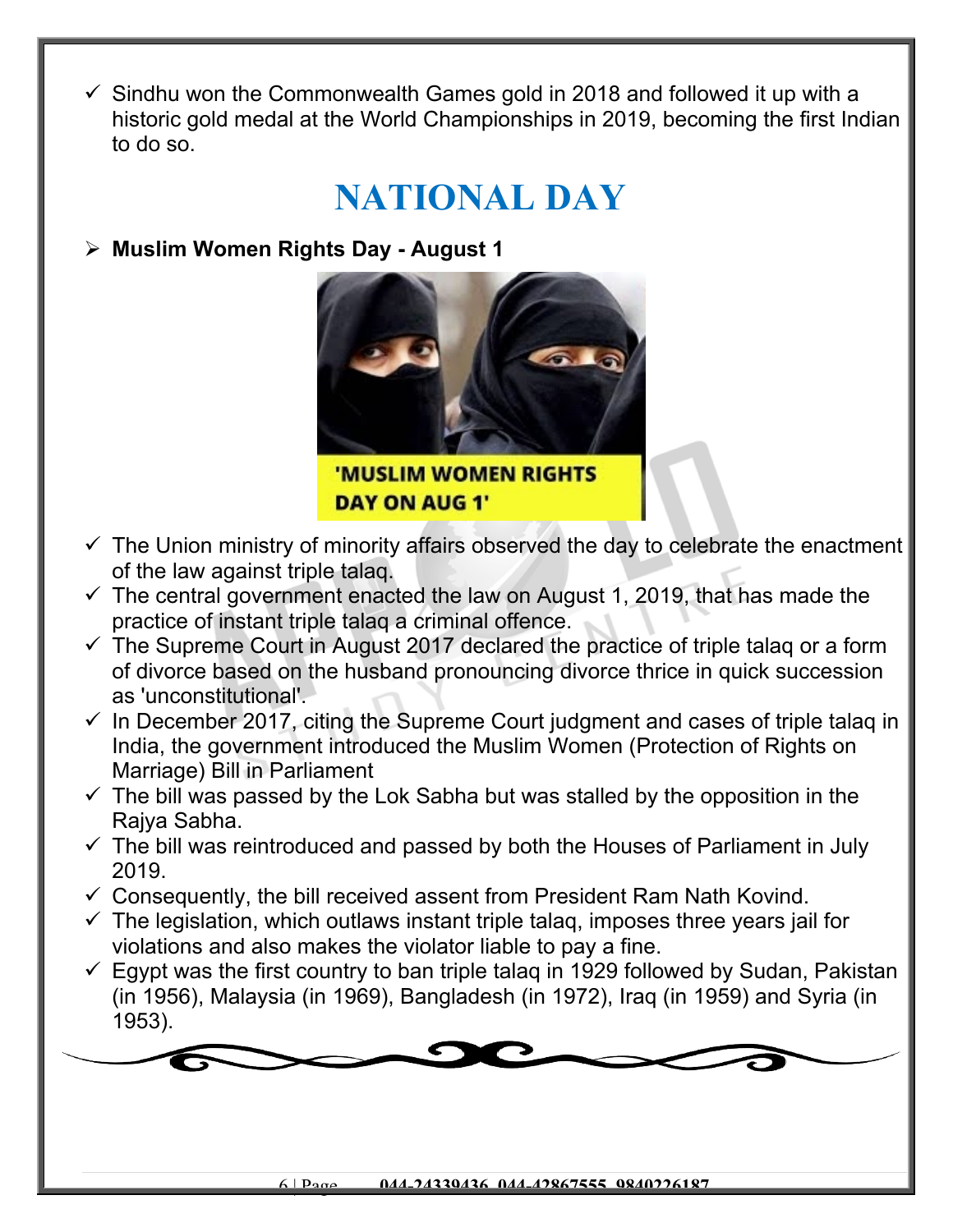- ✓ Sindhu won the Commonwealth Games gold in 2018 and followed it up with a historic gold medal at the World Championships in 2019, becoming the first Indian to do so.

# NATIONAL DAY

- **Muslim Women Rights Day - August 1**

- ✓ The Union ministry of minority affairs observed the day to celebrate the enactment of the law against triple talaq.
- ✓ The central government enacted the law on August 1, 2019, that has made the practice of instant triple talaq a criminal offence.
- ✓ The Supreme Court in August 2017 declared the practice of triple talaq or a form of divorce based on the husband pronouncing divorce thrice in quick succession as 'unconstitutional'.
- ✓ In December 2017, citing the Supreme Court judgment and cases of triple talaq in India, the government introduced the Muslim Women (Protection of Rights on Marriage) Bill in Parliament
- ✓ The bill was passed by the Lok Sabha but was stalled by the opposition in the Rajya Sabha.
- ✓ The bill was reintroduced and passed by both the Houses of Parliament in July 2019.
- ✓ Consequently, the bill received assent from President Ram Nath Kovind.
- ✓ The legislation, which outlaws instant triple talaq, imposes three years jail for violations and also makes the violator liable to pay a fine.
- ✓ Egypt was the first country to ban triple talaq in 1929 followed by Sudan, Pakistan (in 1956), Malaysia (in 1969), Bangladesh (in 1972), Iraq (in 1959) and Syria (in 1953).